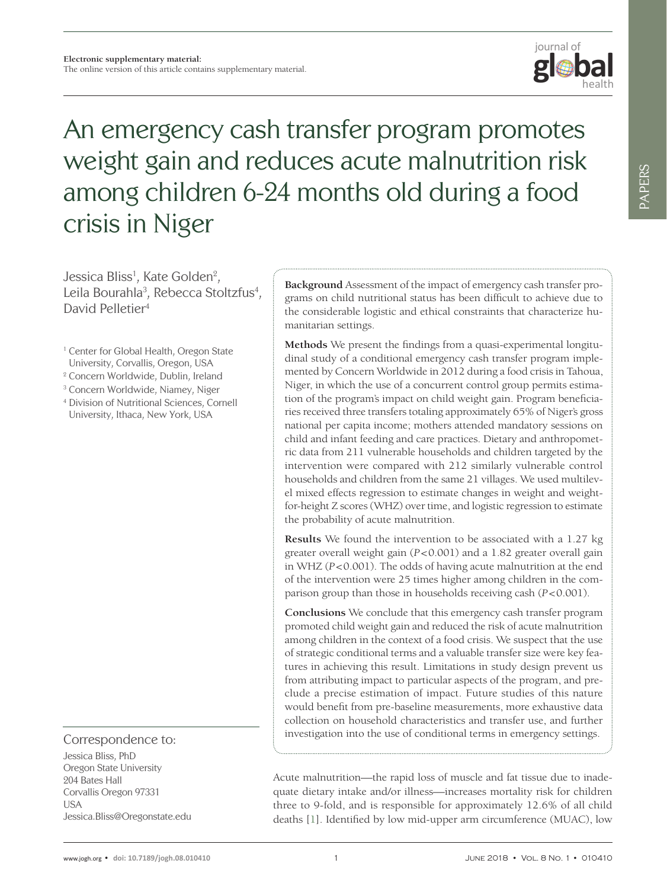Electronic supplementary material:
The online version of this article contains supplementary material.

# An emergency cash transfer program promotes weight gain and reduces acute malnutrition risk among children 6-24 months old during a food crisis in Niger

Jessica Bliss[1], Kate Golden[2], Leila Bourahla[3], Rebecca Stoltzfus[4], David Pelletier[4]

[1] Center for Global Health, Oregon State University, Corvallis, Oregon, USA
[2] Concern Worldwide, Dublin, Ireland
[3] Concern Worldwide, Niamey, Niger
[4] Division of Nutritional Sciences, Cornell University, Ithaca, New York, USA

**Background** Assessment of the impact of emergency cash transfer programs on child nutritional status has been difficult to achieve due to the considerable logistic and ethical constraints that characterize humanitarian settings.

**Methods** We present the findings from a quasi-experimental longitudinal study of a conditional emergency cash transfer program implemented by Concern Worldwide in 2012 during a food crisis in Tahoua, Niger, in which the use of a concurrent control group permits estimation of the program's impact on child weight gain. Program beneficiaries received three transfers totaling approximately 65% of Niger's gross national per capita income; mothers attended mandatory sessions on child and infant feeding and care practices. Dietary and anthropometric data from 211 vulnerable households and children targeted by the intervention were compared with 212 similarly vulnerable control households and children from the same 21 villages. We used multilevel mixed effects regression to estimate changes in weight and weight-for-height Z scores (WHZ) over time, and logistic regression to estimate the probability of acute malnutrition.

**Results** We found the intervention to be associated with a 1.27 kg greater overall weight gain ($P<0.001$) and a 1.82 greater overall gain in WHZ ($P<0.001$). The odds of having acute malnutrition at the end of the intervention were 25 times higher among children in the comparison group than those in households receiving cash ($P<0.001$).

**Conclusions** We conclude that this emergency cash transfer program promoted child weight gain and reduced the risk of acute malnutrition among children in the context of a food crisis. We suspect that the use of strategic conditional terms and a valuable transfer size were key features in achieving this result. Limitations in study design prevent us from attributing impact to particular aspects of the program, and preclude a precise estimation of impact. Future studies of this nature would benefit from pre-baseline measurements, more exhaustive data collection on household characteristics and transfer use, and further investigation into the use of conditional terms in emergency settings.

Correspondence to:
Jessica Bliss, PhD
Oregon State University
204 Bates Hall
Corvallis Oregon 97331
USA
Jessica.Bliss@Oregonstate.edu

Acute malnutrition—the rapid loss of muscle and fat tissue due to inadequate dietary intake and/or illness—increases mortality risk for children three to 9-fold, and is responsible for approximately 12.6% of all child deaths [1]. Identified by low mid-upper arm circumference (MUAC), low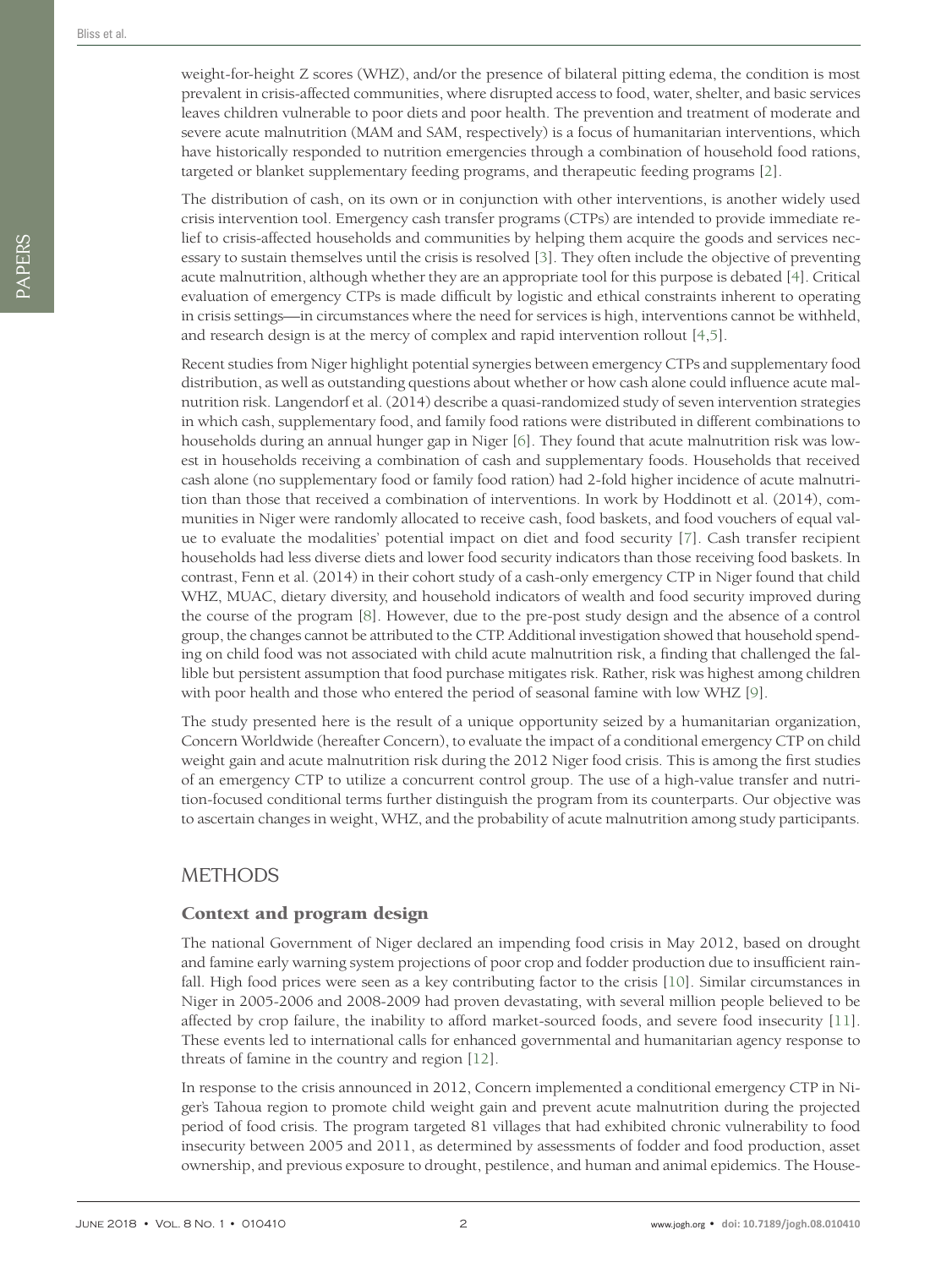weight-for-height Z scores (WHZ), and/or the presence of bilateral pitting edema, the condition is most prevalent in crisis-affected communities, where disrupted access to food, water, shelter, and basic services leaves children vulnerable to poor diets and poor health. The prevention and treatment of moderate and severe acute malnutrition (MAM and SAM, respectively) is a focus of humanitarian interventions, which have historically responded to nutrition emergencies through a combination of household food rations, targeted or blanket supplementary feeding programs, and therapeutic feeding programs [2].

The distribution of cash, on its own or in conjunction with other interventions, is another widely used crisis intervention tool. Emergency cash transfer programs (CTPs) are intended to provide immediate relief to crisis-affected households and communities by helping them acquire the goods and services necessary to sustain themselves until the crisis is resolved [3]. They often include the objective of preventing acute malnutrition, although whether they are an appropriate tool for this purpose is debated [4]. Critical evaluation of emergency CTPs is made difficult by logistic and ethical constraints inherent to operating in crisis settings—in circumstances where the need for services is high, interventions cannot be withheld, and research design is at the mercy of complex and rapid intervention rollout [4,5].

Recent studies from Niger highlight potential synergies between emergency CTPs and supplementary food distribution, as well as outstanding questions about whether or how cash alone could influence acute malnutrition risk. Langendorf et al. (2014) describe a quasi-randomized study of seven intervention strategies in which cash, supplementary food, and family food rations were distributed in different combinations to households during an annual hunger gap in Niger [6]. They found that acute malnutrition risk was lowest in households receiving a combination of cash and supplementary foods. Households that received cash alone (no supplementary food or family food ration) had 2-fold higher incidence of acute malnutrition than those that received a combination of interventions. In work by Hoddinott et al. (2014), communities in Niger were randomly allocated to receive cash, food baskets, and food vouchers of equal value to evaluate the modalities' potential impact on diet and food security [7]. Cash transfer recipient households had less diverse diets and lower food security indicators than those receiving food baskets. In contrast, Fenn et al. (2014) in their cohort study of a cash-only emergency CTP in Niger found that child WHZ, MUAC, dietary diversity, and household indicators of wealth and food security improved during the course of the program [8]. However, due to the pre-post study design and the absence of a control group, the changes cannot be attributed to the CTP. Additional investigation showed that household spending on child food was not associated with child acute malnutrition risk, a finding that challenged the fallible but persistent assumption that food purchase mitigates risk. Rather, risk was highest among children with poor health and those who entered the period of seasonal famine with low WHZ [9].

The study presented here is the result of a unique opportunity seized by a humanitarian organization, Concern Worldwide (hereafter Concern), to evaluate the impact of a conditional emergency CTP on child weight gain and acute malnutrition risk during the 2012 Niger food crisis. This is among the first studies of an emergency CTP to utilize a concurrent control group. The use of a high-value transfer and nutrition-focused conditional terms further distinguish the program from its counterparts. Our objective was to ascertain changes in weight, WHZ, and the probability of acute malnutrition among study participants.

## METHODS

### Context and program design

The national Government of Niger declared an impending food crisis in May 2012, based on drought and famine early warning system projections of poor crop and fodder production due to insufficient rainfall. High food prices were seen as a key contributing factor to the crisis [10]. Similar circumstances in Niger in 2005-2006 and 2008-2009 had proven devastating, with several million people believed to be affected by crop failure, the inability to afford market-sourced foods, and severe food insecurity [11]. These events led to international calls for enhanced governmental and humanitarian agency response to threats of famine in the country and region [12].

In response to the crisis announced in 2012, Concern implemented a conditional emergency CTP in Niger's Tahoua region to promote child weight gain and prevent acute malnutrition during the projected period of food crisis. The program targeted 81 villages that had exhibited chronic vulnerability to food insecurity between 2005 and 2011, as determined by assessments of fodder and food production, asset ownership, and previous exposure to drought, pestilence, and human and animal epidemics. The House-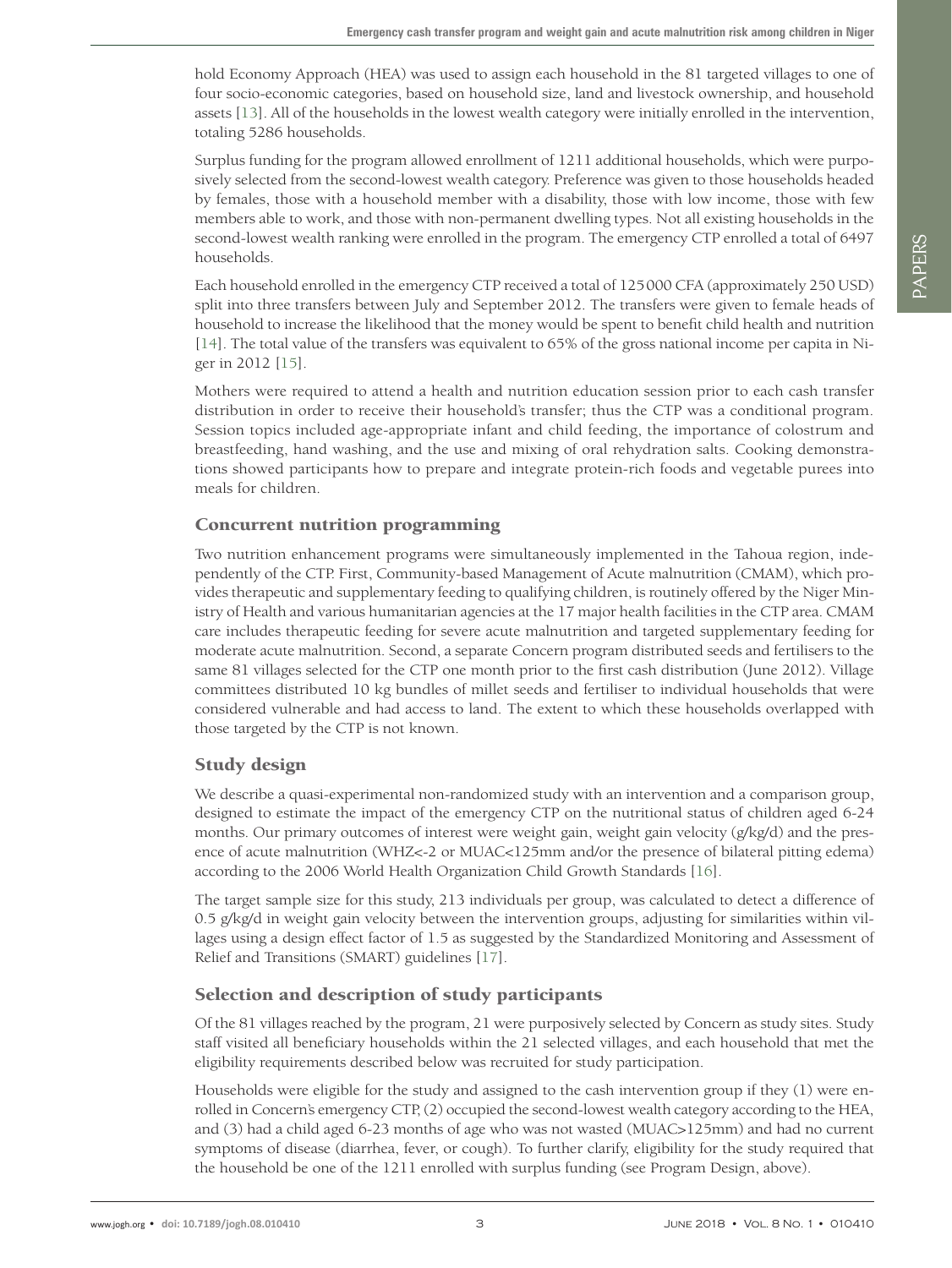hold Economy Approach (HEA) was used to assign each household in the 81 targeted villages to one of four socio-economic categories, based on household size, land and livestock ownership, and household assets [13]. All of the households in the lowest wealth category were initially enrolled in the intervention, totaling 5286 households.

Surplus funding for the program allowed enrollment of 1211 additional households, which were purposively selected from the second-lowest wealth category. Preference was given to those households headed by females, those with a household member with a disability, those with low income, those with few members able to work, and those with non-permanent dwelling types. Not all existing households in the second-lowest wealth ranking were enrolled in the program. The emergency CTP enrolled a total of 6497 households.

Each household enrolled in the emergency CTP received a total of 125 000 CFA (approximately 250 USD) split into three transfers between July and September 2012. The transfers were given to female heads of household to increase the likelihood that the money would be spent to benefit child health and nutrition [14]. The total value of the transfers was equivalent to 65% of the gross national income per capita in Niger in 2012 [15].

Mothers were required to attend a health and nutrition education session prior to each cash transfer distribution in order to receive their household's transfer; thus the CTP was a conditional program. Session topics included age-appropriate infant and child feeding, the importance of colostrum and breastfeeding, hand washing, and the use and mixing of oral rehydration salts. Cooking demonstrations showed participants how to prepare and integrate protein-rich foods and vegetable purees into meals for children.

## Concurrent nutrition programming

Two nutrition enhancement programs were simultaneously implemented in the Tahoua region, independently of the CTP. First, Community-based Management of Acute malnutrition (CMAM), which provides therapeutic and supplementary feeding to qualifying children, is routinely offered by the Niger Ministry of Health and various humanitarian agencies at the 17 major health facilities in the CTP area. CMAM care includes therapeutic feeding for severe acute malnutrition and targeted supplementary feeding for moderate acute malnutrition. Second, a separate Concern program distributed seeds and fertilisers to the same 81 villages selected for the CTP one month prior to the first cash distribution (June 2012). Village committees distributed 10 kg bundles of millet seeds and fertiliser to individual households that were considered vulnerable and had access to land. The extent to which these households overlapped with those targeted by the CTP is not known.

## Study design

We describe a quasi-experimental non-randomized study with an intervention and a comparison group, designed to estimate the impact of the emergency CTP on the nutritional status of children aged 6-24 months. Our primary outcomes of interest were weight gain, weight gain velocity (g/kg/d) and the presence of acute malnutrition (WHZ<-2 or MUAC<125mm and/or the presence of bilateral pitting edema) according to the 2006 World Health Organization Child Growth Standards [16].

The target sample size for this study, 213 individuals per group, was calculated to detect a difference of 0.5 g/kg/d in weight gain velocity between the intervention groups, adjusting for similarities within villages using a design effect factor of 1.5 as suggested by the Standardized Monitoring and Assessment of Relief and Transitions (SMART) guidelines [17].

## Selection and description of study participants

Of the 81 villages reached by the program, 21 were purposively selected by Concern as study sites. Study staff visited all beneficiary households within the 21 selected villages, and each household that met the eligibility requirements described below was recruited for study participation.

Households were eligible for the study and assigned to the cash intervention group if they (1) were enrolled in Concern's emergency CTP, (2) occupied the second-lowest wealth category according to the HEA, and (3) had a child aged 6-23 months of age who was not wasted (MUAC>125mm) and had no current symptoms of disease (diarrhea, fever, or cough). To further clarify, eligibility for the study required that the household be one of the 1211 enrolled with surplus funding (see Program Design, above).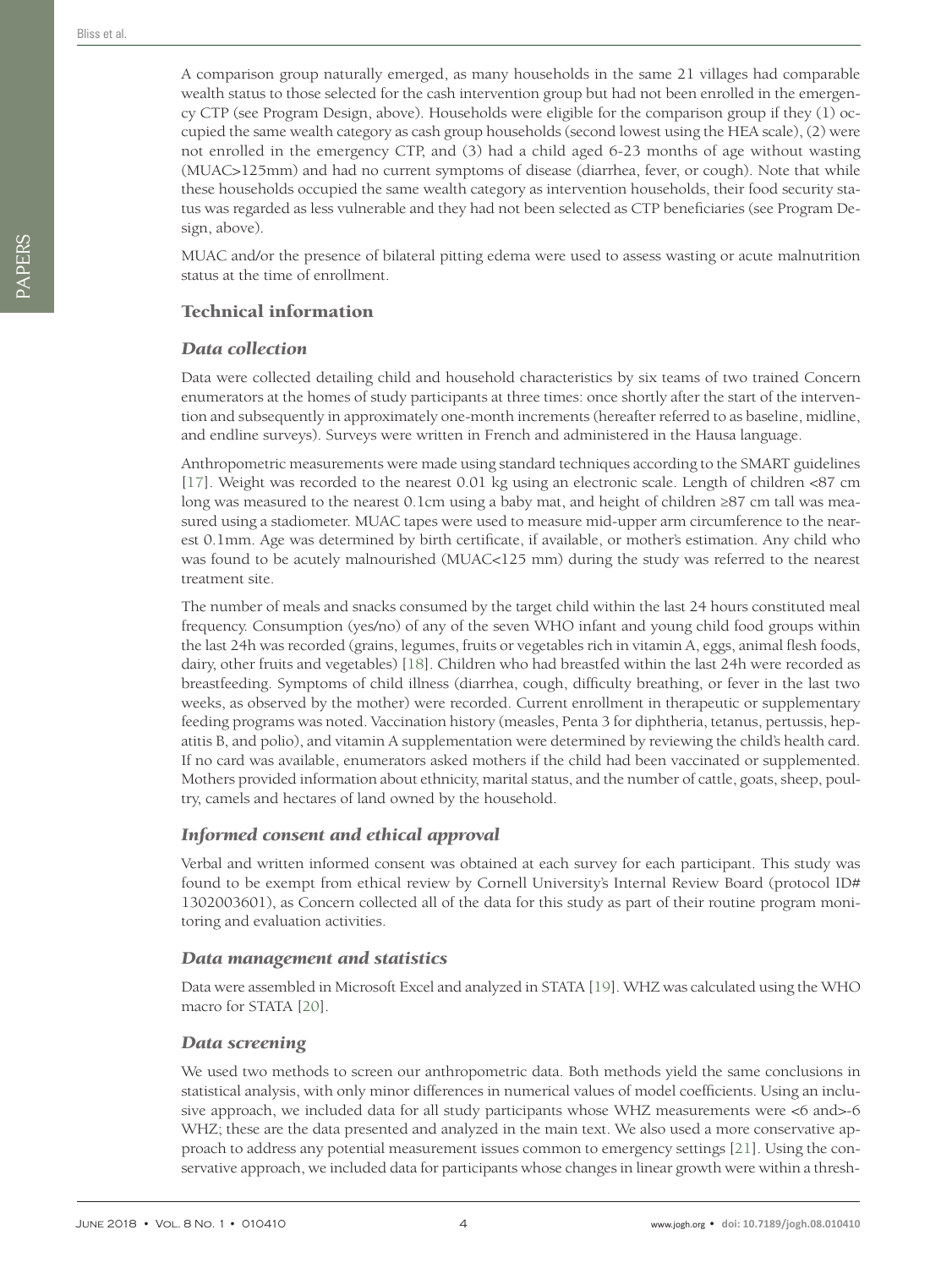A comparison group naturally emerged, as many households in the same 21 villages had comparable wealth status to those selected for the cash intervention group but had not been enrolled in the emergency CTP (see Program Design, above). Households were eligible for the comparison group if they (1) occupied the same wealth category as cash group households (second lowest using the HEA scale), (2) were not enrolled in the emergency CTP, and (3) had a child aged 6-23 months of age without wasting (MUAC>125mm) and had no current symptoms of disease (diarrhea, fever, or cough). Note that while these households occupied the same wealth category as intervention households, their food security status was regarded as less vulnerable and they had not been selected as CTP beneficiaries (see Program Design, above).

MUAC and/or the presence of bilateral pitting edema were used to assess wasting or acute malnutrition status at the time of enrollment.

## Technical information

### *Data collection*

Data were collected detailing child and household characteristics by six teams of two trained Concern enumerators at the homes of study participants at three times: once shortly after the start of the intervention and subsequently in approximately one-month increments (hereafter referred to as baseline, midline, and endline surveys). Surveys were written in French and administered in the Hausa language.

Anthropometric measurements were made using standard techniques according to the SMART guidelines [17]. Weight was recorded to the nearest 0.01 kg using an electronic scale. Length of children <87 cm long was measured to the nearest 0.1cm using a baby mat, and height of children ≥87 cm tall was measured using a stadiometer. MUAC tapes were used to measure mid-upper arm circumference to the nearest 0.1mm. Age was determined by birth certificate, if available, or mother's estimation. Any child who was found to be acutely malnourished (MUAC<125 mm) during the study was referred to the nearest treatment site.

The number of meals and snacks consumed by the target child within the last 24 hours constituted meal frequency. Consumption (yes/no) of any of the seven WHO infant and young child food groups within the last 24h was recorded (grains, legumes, fruits or vegetables rich in vitamin A, eggs, animal flesh foods, dairy, other fruits and vegetables) [18]. Children who had breastfed within the last 24h were recorded as breastfeeding. Symptoms of child illness (diarrhea, cough, difficulty breathing, or fever in the last two weeks, as observed by the mother) were recorded. Current enrollment in therapeutic or supplementary feeding programs was noted. Vaccination history (measles, Penta 3 for diphtheria, tetanus, pertussis, hepatitis B, and polio), and vitamin A supplementation were determined by reviewing the child's health card. If no card was available, enumerators asked mothers if the child had been vaccinated or supplemented. Mothers provided information about ethnicity, marital status, and the number of cattle, goats, sheep, poultry, camels and hectares of land owned by the household.

### *Informed consent and ethical approval*

Verbal and written informed consent was obtained at each survey for each participant. This study was found to be exempt from ethical review by Cornell University's Internal Review Board (protocol ID# 1302003601), as Concern collected all of the data for this study as part of their routine program monitoring and evaluation activities.

### *Data management and statistics*

Data were assembled in Microsoft Excel and analyzed in STATA [19]. WHZ was calculated using the WHO macro for STATA [20].

### *Data screening*

We used two methods to screen our anthropometric data. Both methods yield the same conclusions in statistical analysis, with only minor differences in numerical values of model coefficients. Using an inclusive approach, we included data for all study participants whose WHZ measurements were <6 and>-6 WHZ; these are the data presented and analyzed in the main text. We also used a more conservative approach to address any potential measurement issues common to emergency settings [21]. Using the conservative approach, we included data for participants whose changes in linear growth were within a thresh-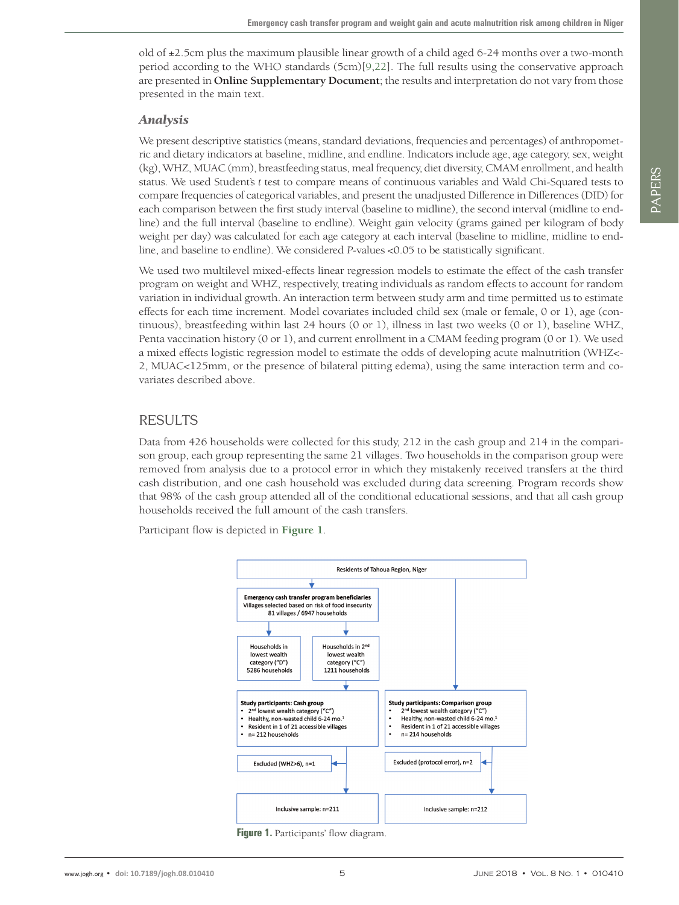old of ±2.5cm plus the maximum plausible linear growth of a child aged 6-24 months over a two-month period according to the WHO standards (5cm)[9,22]. The full results using the conservative approach are presented in **Online Supplementary Document**; the results and interpretation do not vary from those presented in the main text.

### *Analysis*

We present descriptive statistics (means, standard deviations, frequencies and percentages) of anthropometric and dietary indicators at baseline, midline, and endline. Indicators include age, age category, sex, weight (kg), WHZ, MUAC (mm), breastfeeding status, meal frequency, diet diversity, CMAM enrollment, and health status. We used Student's *t* test to compare means of continuous variables and Wald Chi-Squared tests to compare frequencies of categorical variables, and present the unadjusted Difference in Differences (DID) for each comparison between the first study interval (baseline to midline), the second interval (midline to endline) and the full interval (baseline to endline). Weight gain velocity (grams gained per kilogram of body weight per day) was calculated for each age category at each interval (baseline to midline, midline to endline, and baseline to endline). We considered *P*-values <0.05 to be statistically significant.

We used two multilevel mixed-effects linear regression models to estimate the effect of the cash transfer program on weight and WHZ, respectively, treating individuals as random effects to account for random variation in individual growth. An interaction term between study arm and time permitted us to estimate effects for each time increment. Model covariates included child sex (male or female, 0 or 1), age (continuous), breastfeeding within last 24 hours (0 or 1), illness in last two weeks (0 or 1), baseline WHZ, Penta vaccination history (0 or 1), and current enrollment in a CMAM feeding program (0 or 1). We used a mixed effects logistic regression model to estimate the odds of developing acute malnutrition (WHZ<-2, MUAC<125mm, or the presence of bilateral pitting edema), using the same interaction term and covariates described above.

## RESULTS

Data from 426 households were collected for this study, 212 in the cash group and 214 in the comparison group, each group representing the same 21 villages. Two households in the comparison group were removed from analysis due to a protocol error in which they mistakenly received transfers at the third cash distribution, and one cash household was excluded during data screening. Program records show that 98% of the cash group attended all of the conditional educational sessions, and that all cash group households received the full amount of the cash transfers.

Participant flow is depicted in **Figure 1**.

Residents of Tahoua Region, Niger

**Emergency cash transfer program beneficiaries**
Villages selected based on risk of food insecurity
81 villages / 6947 households

Households in lowest wealth category ("D")
5286 households

Households in 2nd lowest wealth category ("C")
1211 households

**Study participants: Cash group**
- 2nd lowest wealth category ("C")
- Healthy, non-wasted child 6-24 mo.[1]
- Resident in 1 of 21 accessible villages
- n= 212 households

**Study participants: Comparison group**
- 2nd lowest wealth category ("C")
- Healthy, non-wasted child 6-24 mo.[1]
- Resident in 1 of 21 accessible villages
- n= 214 households

Excluded (WHZ>6), n=1

Excluded (protocol error), n=2

Inclusive sample: n=211

Inclusive sample: n=212

**Figure 1.** Participants' flow diagram.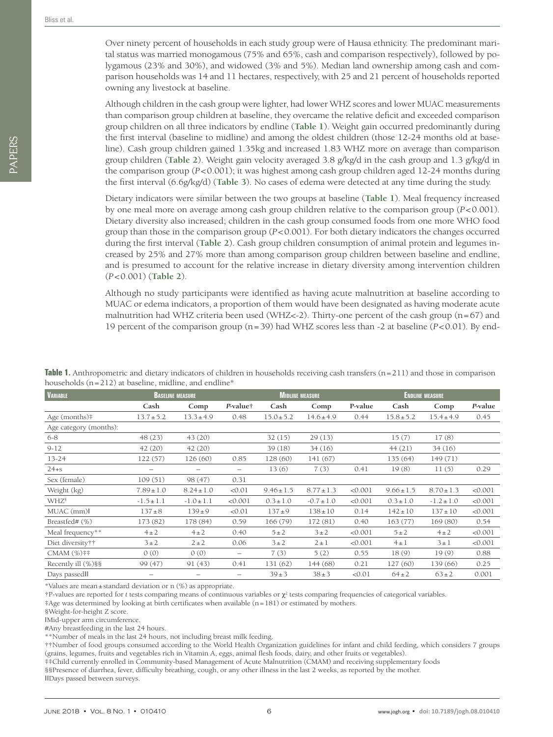Over ninety percent of households in each study group were of Hausa ethnicity. The predominant marital status was married monogamous (75% and 65%, cash and comparison respectively), followed by polygamous (23% and 30%), and widowed (3% and 5%). Median land ownership among cash and comparison households was 14 and 11 hectares, respectively, with 25 and 21 percent of households reported owning any livestock at baseline.

Although children in the cash group were lighter, had lower WHZ scores and lower MUAC measurements than comparison group children at baseline, they overcame the relative deficit and exceeded comparison group children on all three indicators by endline (**Table 1**). Weight gain occurred predominantly during the first interval (baseline to midline) and among the oldest children (those 12-24 months old at baseline). Cash group children gained 1.35kg and increased 1.83 WHZ more on average than comparison group children (**Table 2**). Weight gain velocity averaged 3.8 g/kg/d in the cash group and 1.3 g/kg/d in the comparison group ($P<0.001$); it was highest among cash group children aged 12-24 months during the first interval (6.6g/kg/d) (**Table 3**). No cases of edema were detected at any time during the study.

Dietary indicators were similar between the two groups at baseline (**Table 1**). Meal frequency increased by one meal more on average among cash group children relative to the comparison group ($P<0.001$). Dietary diversity also increased; children in the cash group consumed foods from one more WHO food group than those in the comparison group ($P<0.001$). For both dietary indicators the changes occurred during the first interval (**Table 2**). Cash group children consumption of animal protein and legumes increased by 25% and 27% more than among comparison group children between baseline and endline, and is presumed to account for the relative increase in dietary diversity among intervention children ($P<0.001$) (**Table 2**).

Although no study participants were identified as having acute malnutrition at baseline according to MUAC or edema indicators, a proportion of them would have been designated as having moderate acute malnutrition had WHZ criteria been used (WHZ<-2). Thirty-one percent of the cash group (n=67) and 19 percent of the comparison group (n=39) had WHZ scores less than -2 at baseline ($P<0.01$). By end-

**Table 1.** Anthropometric and dietary indicators of children in households receiving cash transfers (n=211) and those in comparison households (n=212) at baseline, midline, and endline*

| Variable | Baseline measure | | | Midline measure | | | Endline measure | | |
|---|---|---|---|---|---|---|---|---|---|
| | Cash | Comp | *P*-value† | Cash | Comp | P-value | Cash | Comp | *P*-value |
| Age (months)‡ | 13.7±5.2 | 13.3±4.9 | 0.48 | 15.0±5.2 | 14.6±4.9 | 0.44 | 15.8±5.2 | 15.4±4.9 | 0.45 |
| Age category (months): | | | | | | | | | |
| 6-8 | 48 (23) | 43 (20) | | 32 (15) | 29 (13) | | 15 (7) | 17 (8) | |
| 9-12 | 42 (20) | 42 (20) | | 39 (18) | 34 (16) | | 44 (21) | 34 (16) | |
| 13-24 | 122 (57) | 126 (60) | 0.85 | 128 (60) | 141 (67) | | 135 (64) | 149 (71) | |
| 24+s | – | – | – | 13 (6) | 7 (3) | 0.41 | 19 (8) | 11 (5) | 0.29 |
| Sex (female) | 109 (51) | 98 (47) | 0.31 | | | | | | |
| Weight (kg) | 7.89±1.0 | 8.24±1.0 | <0.01 | 9.46±1.5 | 8.77±1.3 | <0.001 | 9.66±1.5 | 8.70±1.3 | <0.001 |
| WHZ§ | -1.5±1.1 | -1.0±1.1 | <0.001 | 0.3±1.0 | -0.7±1.0 | <0.001 | 0.3±1.0 | -1.2±1.0 | <0.001 |
| MUAC (mm)‖ | 137±8 | 139±9 | <0.01 | 137±9 | 138±10 | 0.14 | 142±10 | 137±10 | <0.01 |
| Breastfed# (%) | 173 (82) | 178 (84) | 0.59 | 166 (79) | 172 (81) | 0.40 | 163 (77) | 169 (80) | 0.54 |
| Meal frequency** | 4±2 | 4±2 | 0.40 | 5±2 | 3±2 | <0.001 | 5±2 | 4±2 | <0.001 |
| Diet diversity†† | 3±2 | 2±2 | 0.06 | 3±2 | 2±1 | <0.001 | 4±1 | 3±1 | <0.001 |
| CMAM (%)‡‡ | 0 (0) | 0 (0) | – | 7 (3) | 5 (2) | 0.55 | 18 (9) | 19 (9) | 0.88 |
| Recently ill (%)§§ | 99 (47) | 91 (43) | 0.41 | 131 (62) | 144 (68) | 0.21 | 127 (60) | 139 (66) | 0.25 |
| Days passed‖‖ | – | – | – | 39±3 | 38±3 | <0.01 | 64±2 | 63±2 | 0.001 |

*Values are mean±standard deviation or n (%) as appropriate.
†P-values are reported for *t* tests comparing means of continuous variables or $\chi^2$ tests comparing frequencies of categorical variables.
‡Age was determined by looking at birth certificates when available (n=181) or estimated by mothers.
§Weight-for-height Z score.
‖Mid-upper arm circumference.
#Any breastfeeding in the last 24 hours.
**Number of meals in the last 24 hours, not including breast milk feeding.
††Number of food groups consumed according to the World Health Organization guidelines for infant and child feeding, which considers 7 groups (grains, legumes, fruits and vegetables rich in Vitamin A, eggs, animal flesh foods, dairy, and other fruits or vegetables).
‡‡Child currently enrolled in Community-based Management of Acute Malnutrition (CMAM) and receiving supplementary foods
§§Presence of diarrhea, fever, difficulty breathing, cough, or any other illness in the last 2 weeks, as reported by the mother.
‖‖Days passed between surveys.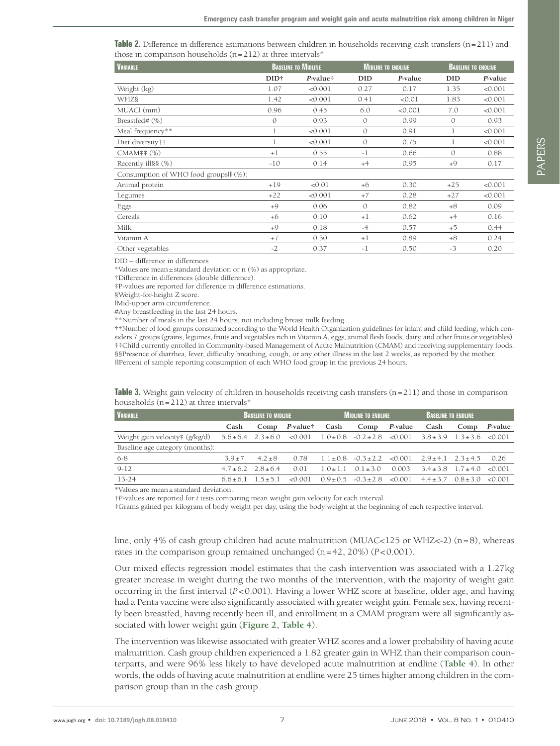**Table 2.** Difference in difference estimations between children in households receiving cash transfers (n = 211) and those in comparison households (n = 212) at three intervals*

| Variable | Baseline to Midline | | Midline to endline | | Baseline to endline | |
|---|---|---|---|---|---|---|
| | DID† | *P*-value‡ | DID | *P*-value | DID | *P*-value |
| Weight (kg) | 1.07 | <0.001 | 0.27 | 0.17 | 1.35 | <0.001 |
| WHZ§ | 1.42 | <0.001 | 0.41 | <0.01 | 1.83 | <0.001 |
| MUACǁ (mm) | 0.96 | 0.45 | 6.0 | <0.001 | 7.0 | <0.001 |
| Breastfed# (%) | 0 | 0.93 | 0 | 0.99 | 0 | 0.93 |
| Meal frequency** | 1 | <0.001 | 0 | 0.91 | 1 | <0.001 |
| Diet diversity†† | 1 | <0.001 | 0 | 0.75 | 1 | <0.001 |
| CMAM‡‡ (%) | +1 | 0.55 | -1 | 0.66 | 0 | 0.88 |
| Recently ill§§ (%) | -10 | 0.14 | +4 | 0.95 | +9 | 0.17 |
| Consumption of WHO food groupsǁǁ (%): | | | | | | |
| Animal protein | +19 | <0.01 | +6 | 0.30 | +25 | <0.001 |
| Legumes | +22 | <0.001 | +7 | 0.28 | +27 | <0.001 |
| Eggs | +9 | 0.06 | 0 | 0.82 | +8 | 0.09 |
| Cereals | +6 | 0.10 | +1 | 0.62 | +4 | 0.16 |
| Milk | +9 | 0.18 | -4 | 0.57 | +5 | 0.44 |
| Vitamin A | +7 | 0.30 | +1 | 0.89 | +8 | 0.24 |
| Other vegetables | -2 | 0.37 | -1 | 0.50 | -3 | 0.20 |

DID – difference in differences

*Values are mean ± standard deviation or n (%) as appropriate.

†Difference in differences (double difference).

‡P-values are reported for difference in difference estimations.

§Weight-for-height Z score.

ǁMid-upper arm circumference.

#Any breastfeeding in the last 24 hours.

**Number of meals in the last 24 hours, not including breast milk feeding.

††Number of food groups consumed according to the World Health Organization guidelines for infant and child feeding, which considers 7 groups (grains, legumes, fruits and vegetables rich in Vitamin A, eggs, animal flesh foods, dairy, and other fruits or vegetables).

‡‡Child currently enrolled in Community-based Management of Acute Malnutrition (CMAM) and receiving supplementary foods.

§§Presence of diarrhea, fever, difficulty breathing, cough, or any other illness in the last 2 weeks, as reported by the mother.

ǁǁPercent of sample reporting consumption of each WHO food group in the previous 24 hours.

**Table 3.** Weight gain velocity of children in households receiving cash transfers (n = 211) and those in comparison households (n = 212) at three intervals*

| Variable | Baseline to midline | | | Midline to endline | | | Baseline to endline | | |
|---|---|---|---|---|---|---|---|---|---|
| | Cash | Comp | *P*-value† | Cash | Comp | *P*-value | Cash | Comp | *P*-value |
| Weight gain velocity‡ (g/kg/d) | 5.6 ± 6.4 | 2.3 ± 6.0 | <0.001 | 1.0 ± 0.8 | -0.2 ± 2.8 | <0.001 | 3.8 ± 3.9 | 1.3 ± 3.6 | <0.001 |
| Baseline age category (months): | | | | | | | | | |
| 6-8 | 3.9 ± 7 | 4.2 ± 8 | 0.78 | 1.1 ± 0.8 | -0.3 ± 2.2 | <0.001 | 2.9 ± 4.1 | 2.3 ± 4.5 | 0.26 |
| 9-12 | 4.7 ± 6.2 | 2.8 ± 6.4 | 0.01 | 1.0 ± 1.1 | 0.1 ± 3.0 | 0.003 | 3.4 ± 3.8 | 1.7 ± 4.0 | <0.001 |
| 13-24 | 6.6 ± 6.1 | 1.5 ± 5.1 | <0.001 | 0.9 ± 0.5 | -0.3 ± 2.8 | <0.001 | 4.4 ± 3.7 | 0.8 ± 3.0 | <0.001 |

*Values are mean ± standard deviation.

†*P*-values are reported for *t* tests comparing mean weight gain velocity for each interval.

‡Grams gained per kilogram of body weight per day, using the body weight at the beginning of each respective interval.

line, only 4% of cash group children had acute malnutrition (MUAC<125 or WHZ<-2) (n = 8), whereas rates in the comparison group remained unchanged (n = 42, 20%) ($P < 0.001$).

Our mixed effects regression model estimates that the cash intervention was associated with a 1.27kg greater increase in weight during the two months of the intervention, with the majority of weight gain occurring in the first interval ($P < 0.001$). Having a lower WHZ score at baseline, older age, and having had a Penta vaccine were also significantly associated with greater weight gain. Female sex, having recently been breastfed, having recently been ill, and enrollment in a CMAM program were all significantly associated with lower weight gain (**Figure 2**, **Table 4**).

The intervention was likewise associated with greater WHZ scores and a lower probability of having acute malnutrition. Cash group children experienced a 1.82 greater gain in WHZ than their comparison counterparts, and were 96% less likely to have developed acute malnutrition at endline (**Table 4**). In other words, the odds of having acute malnutrition at endline were 25 times higher among children in the comparison group than in the cash group.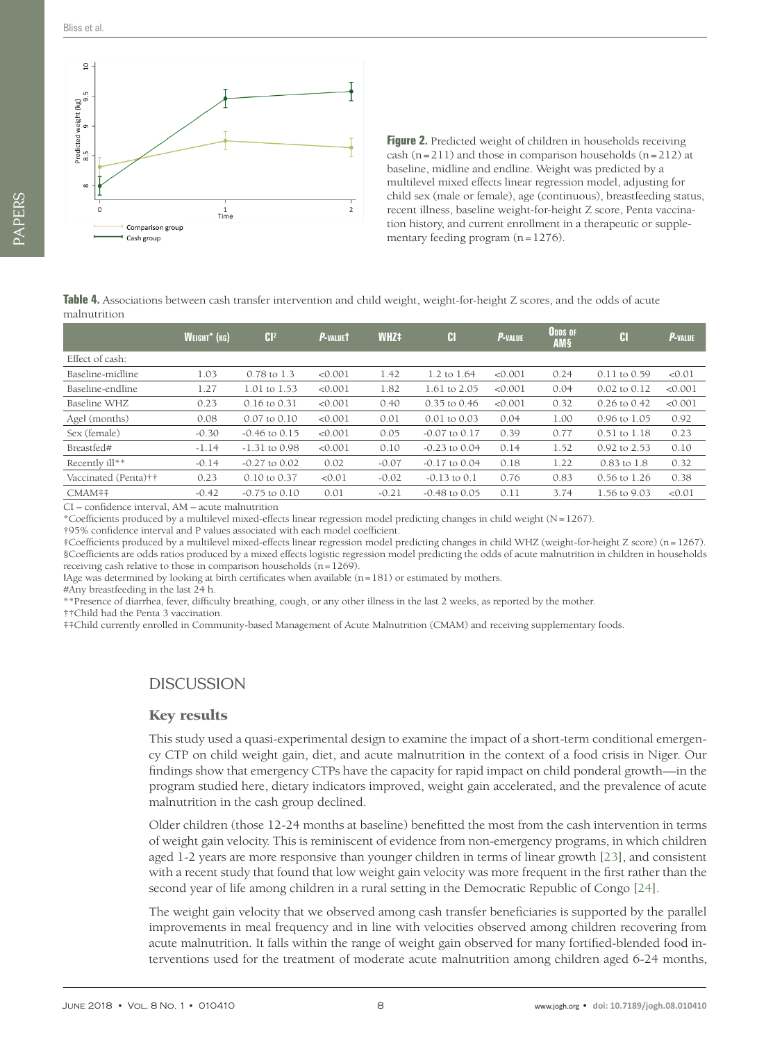**Figure 2.** Predicted weight of children in households receiving cash (n = 211) and those in comparison households (n = 212) at baseline, midline and endline. Weight was predicted by a multilevel mixed effects linear regression model, adjusting for child sex (male or female), age (continuous), breastfeeding status, recent illness, baseline weight-for-height Z score, Penta vaccination history, and current enrollment in a therapeutic or supplementary feeding program (n = 1276).

**Table 4.** Associations between cash transfer intervention and child weight, weight-for-height Z scores, and the odds of acute malnutrition

| | Weight* (kg) | CI² | P-value† | WHZ‡ | CI | P-value | Odds of AM§ | CI | P-value |
|---|---|---|---|---|---|---|---|---|---|
| Effect of cash: | | | | | | | | | |
| Baseline-midline | 1.03 | 0.78 to 1.3 | <0.001 | 1.42 | 1.2 to 1.64 | <0.001 | 0.24 | 0.11 to 0.59 | <0.01 |
| Baseline-endline | 1.27 | 1.01 to 1.53 | <0.001 | 1.82 | 1.61 to 2.05 | <0.001 | 0.04 | 0.02 to 0.12 | <0.001 |
| Baseline WHZ | 0.23 | 0.16 to 0.31 | <0.001 | 0.40 | 0.35 to 0.46 | <0.001 | 0.32 | 0.26 to 0.42 | <0.001 |
| AgeǁI (months) | 0.08 | 0.07 to 0.10 | <0.001 | 0.01 | 0.01 to 0.03 | 0.04 | 1.00 | 0.96 to 1.05 | 0.92 |
| Sex (female) | -0.30 | -0.46 to 0.15 | <0.001 | 0.05 | -0.07 to 0.17 | 0.39 | 0.77 | 0.51 to 1.18 | 0.23 |
| Breastfed# | -1.14 | -1.31 to 0.98 | <0.001 | 0.10 | -0.23 to 0.04 | 0.14 | 1.52 | 0.92 to 2.53 | 0.10 |
| Recently ill** | -0.14 | -0.27 to 0.02 | 0.02 | -0.07 | -0.17 to 0.04 | 0.18 | 1.22 | 0.83 to 1.8 | 0.32 |
| Vaccinated (Penta)†† | 0.23 | 0.10 to 0.37 | <0.01 | -0.02 | -0.13 to 0.1 | 0.76 | 0.83 | 0.56 to 1.26 | 0.38 |
| CMAM‡‡ | -0.42 | -0.75 to 0.10 | 0.01 | -0.21 | -0.48 to 0.05 | 0.11 | 3.74 | 1.56 to 9.03 | <0.01 |

CI – confidence interval, AM – acute malnutrition

*Coefficients produced by a multilevel mixed-effects linear regression model predicting changes in child weight (N = 1267).

†95% confidence interval and P values associated with each model coefficient.

‡Coefficients produced by a multilevel mixed-effects linear regression model predicting changes in child WHZ (weight-for-height Z score) (n = 1267).

§Coefficients are odds ratios produced by a mixed effects logistic regression model predicting the odds of acute malnutrition in children in households receiving cash relative to those in comparison households (n = 1269).

ǁAge was determined by looking at birth certificates when available (n = 181) or estimated by mothers.

#Any breastfeeding in the last 24 h.

**Presence of diarrhea, fever, difficulty breathing, cough, or any other illness in the last 2 weeks, as reported by the mother.

††Child had the Penta 3 vaccination.

‡‡Child currently enrolled in Community-based Management of Acute Malnutrition (CMAM) and receiving supplementary foods.

## DISCUSSION

### Key results

This study used a quasi-experimental design to examine the impact of a short-term conditional emergency CTP on child weight gain, diet, and acute malnutrition in the context of a food crisis in Niger. Our findings show that emergency CTPs have the capacity for rapid impact on child ponderal growth—in the program studied here, dietary indicators improved, weight gain accelerated, and the prevalence of acute malnutrition in the cash group declined.

Older children (those 12-24 months at baseline) benefitted the most from the cash intervention in terms of weight gain velocity. This is reminiscent of evidence from non-emergency programs, in which children aged 1-2 years are more responsive than younger children in terms of linear growth [23], and consistent with a recent study that found that low weight gain velocity was more frequent in the first rather than the second year of life among children in a rural setting in the Democratic Republic of Congo [24].

The weight gain velocity that we observed among cash transfer beneficiaries is supported by the parallel improvements in meal frequency and in line with velocities observed among children recovering from acute malnutrition. It falls within the range of weight gain observed for many fortified-blended food interventions used for the treatment of moderate acute malnutrition among children aged 6-24 months,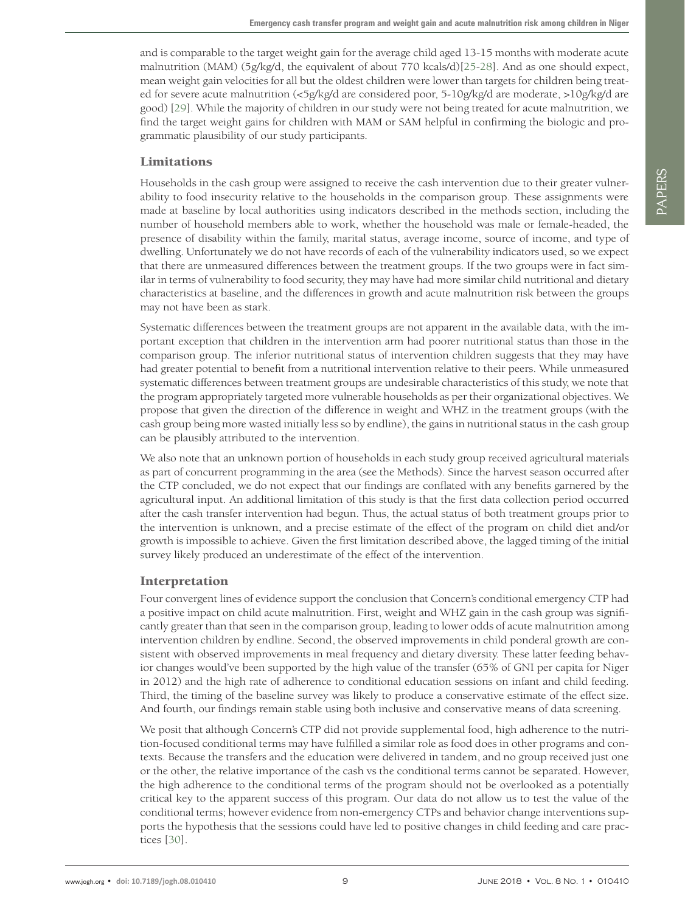and is comparable to the target weight gain for the average child aged 13-15 months with moderate acute malnutrition (MAM) (5g/kg/d, the equivalent of about 770 kcals/d)[25-28]. And as one should expect, mean weight gain velocities for all but the oldest children were lower than targets for children being treated for severe acute malnutrition (<5g/kg/d are considered poor, 5-10g/kg/d are moderate, >10g/kg/d are good) [29]. While the majority of children in our study were not being treated for acute malnutrition, we find the target weight gains for children with MAM or SAM helpful in confirming the biologic and programmatic plausibility of our study participants.

## Limitations

Households in the cash group were assigned to receive the cash intervention due to their greater vulnerability to food insecurity relative to the households in the comparison group. These assignments were made at baseline by local authorities using indicators described in the methods section, including the number of household members able to work, whether the household was male or female-headed, the presence of disability within the family, marital status, average income, source of income, and type of dwelling. Unfortunately we do not have records of each of the vulnerability indicators used, so we expect that there are unmeasured differences between the treatment groups. If the two groups were in fact similar in terms of vulnerability to food security, they may have had more similar child nutritional and dietary characteristics at baseline, and the differences in growth and acute malnutrition risk between the groups may not have been as stark.

Systematic differences between the treatment groups are not apparent in the available data, with the important exception that children in the intervention arm had poorer nutritional status than those in the comparison group. The inferior nutritional status of intervention children suggests that they may have had greater potential to benefit from a nutritional intervention relative to their peers. While unmeasured systematic differences between treatment groups are undesirable characteristics of this study, we note that the program appropriately targeted more vulnerable households as per their organizational objectives. We propose that given the direction of the difference in weight and WHZ in the treatment groups (with the cash group being more wasted initially less so by endline), the gains in nutritional status in the cash group can be plausibly attributed to the intervention.

We also note that an unknown portion of households in each study group received agricultural materials as part of concurrent programming in the area (see the Methods). Since the harvest season occurred after the CTP concluded, we do not expect that our findings are conflated with any benefits garnered by the agricultural input. An additional limitation of this study is that the first data collection period occurred after the cash transfer intervention had begun. Thus, the actual status of both treatment groups prior to the intervention is unknown, and a precise estimate of the effect of the program on child diet and/or growth is impossible to achieve. Given the first limitation described above, the lagged timing of the initial survey likely produced an underestimate of the effect of the intervention.

## Interpretation

Four convergent lines of evidence support the conclusion that Concern's conditional emergency CTP had a positive impact on child acute malnutrition. First, weight and WHZ gain in the cash group was significantly greater than that seen in the comparison group, leading to lower odds of acute malnutrition among intervention children by endline. Second, the observed improvements in child ponderal growth are consistent with observed improvements in meal frequency and dietary diversity. These latter feeding behavior changes would've been supported by the high value of the transfer (65% of GNI per capita for Niger in 2012) and the high rate of adherence to conditional education sessions on infant and child feeding. Third, the timing of the baseline survey was likely to produce a conservative estimate of the effect size. And fourth, our findings remain stable using both inclusive and conservative means of data screening.

We posit that although Concern's CTP did not provide supplemental food, high adherence to the nutrition-focused conditional terms may have fulfilled a similar role as food does in other programs and contexts. Because the transfers and the education were delivered in tandem, and no group received just one or the other, the relative importance of the cash vs the conditional terms cannot be separated. However, the high adherence to the conditional terms of the program should not be overlooked as a potentially critical key to the apparent success of this program. Our data do not allow us to test the value of the conditional terms; however evidence from non-emergency CTPs and behavior change interventions supports the hypothesis that the sessions could have led to positive changes in child feeding and care practices [30].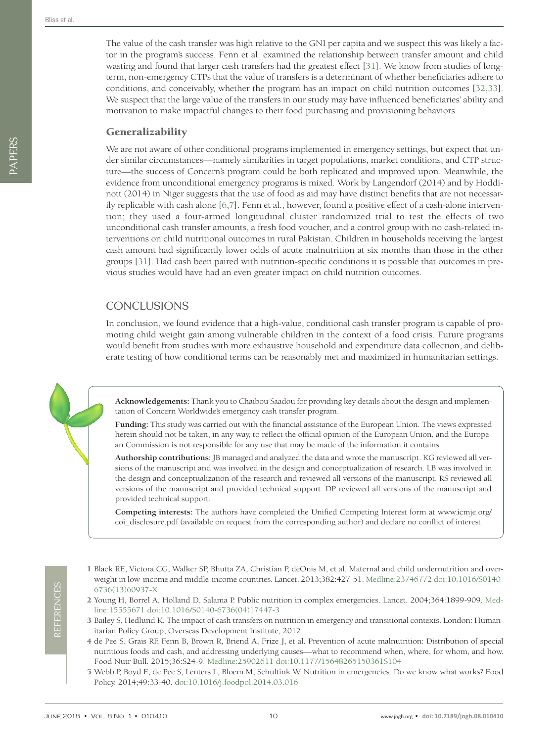The value of the cash transfer was high relative to the GNI per capita and we suspect this was likely a factor in the program's success. Fenn et al. examined the relationship between transfer amount and child wasting and found that larger cash transfers had the greatest effect [31]. We know from studies of long-term, non-emergency CTPs that the value of transfers is a determinant of whether beneficiaries adhere to conditions, and conceivably, whether the program has an impact on child nutrition outcomes [32,33]. We suspect that the large value of the transfers in our study may have influenced beneficiaries' ability and motivation to make impactful changes to their food purchasing and provisioning behaviors.

### Generalizability

We are not aware of other conditional programs implemented in emergency settings, but expect that under similar circumstances—namely similarities in target populations, market conditions, and CTP structure—the success of Concern's program could be both replicated and improved upon. Meanwhile, the evidence from unconditional emergency programs is mixed. Work by Langendorf (2014) and by Hoddinott (2014) in Niger suggests that the use of food as aid may have distinct benefits that are not necessarily replicable with cash alone [6,7]. Fenn et al., however, found a positive effect of a cash-alone intervention; they used a four-armed longitudinal cluster randomized trial to test the effects of two unconditional cash transfer amounts, a fresh food voucher, and a control group with no cash-related interventions on child nutritional outcomes in rural Pakistan. Children in households receiving the largest cash amount had significantly lower odds of acute malnutrition at six months than those in the other groups [31]. Had cash been paired with nutrition-specific conditions it is possible that outcomes in previous studies would have had an even greater impact on child nutrition outcomes.

## CONCLUSIONS

In conclusion, we found evidence that a high-value, conditional cash transfer program is capable of promoting child weight gain among vulnerable children in the context of a food crisis. Future programs would benefit from studies with more exhaustive household and expenditure data collection, and deliberate testing of how conditional terms can be reasonably met and maximized in humanitarian settings.

**Acknowledgements:** Thank you to Chaibou Saadou for providing key details about the design and implementation of Concern Worldwide's emergency cash transfer program.

**Funding:** This study was carried out with the financial assistance of the European Union. The views expressed herein should not be taken, in any way, to reflect the official opinion of the European Union, and the European Commission is not responsible for any use that may be made of the information it contains.

**Authorship contributions:** JB managed and analyzed the data and wrote the manuscript. KG reviewed all versions of the manuscript and was involved in the design and conceptualization of research. LB was involved in the design and conceptualization of the research and reviewed all versions of the manuscript. RS reviewed all versions of the manuscript and provided technical support. DP reviewed all versions of the manuscript and provided technical support.

**Competing interests:** The authors have completed the Unified Competing Interest form at www.icmje.org/coi_disclosure.pdf (available on request from the corresponding author) and declare no conflict of interest.

## REFERENCES

1 Black RE, Victora CG, Walker SP, Bhutta ZA, Christian P, deOnis M, et al. Maternal and child undernutrition and overweight in low-income and middle-income countries. Lancet. 2013;382:427-51. Medline:23746772 doi:10.1016/S0140-6736(13)60937-X

2 Young H, Borrel A, Holland D, Salama P. Public nutrition in complex emergencies. Lancet. 2004;364:1899-909. Medline:15555671 doi:10.1016/S0140-6736(04)17447-3

3 Bailey S, Hedlund K. The impact of cash transfers on nutrition in emergency and transitional contexts. London: Humanitarian Policy Group, Overseas Development Institute; 2012.

4 de Pee S, Grais RF, Fenn B, Brown R, Briend A, Frize J, et al. Prevention of acute malnutrition: Distribution of special nutritious foods and cash, and addressing underlying causes—what to recommend when, where, for whom, and how. Food Nutr Bull. 2015;36:S24-9. Medline:25902611 doi:10.1177/15648265150361S104

5 Webb P, Boyd E, de Pee S, Lenters L, Bloem M, Schultink W. Nutrition in emergencies: Do we know what works? Food Policy. 2014;49:33-40. doi:10.1016/j.foodpol.2014.03.016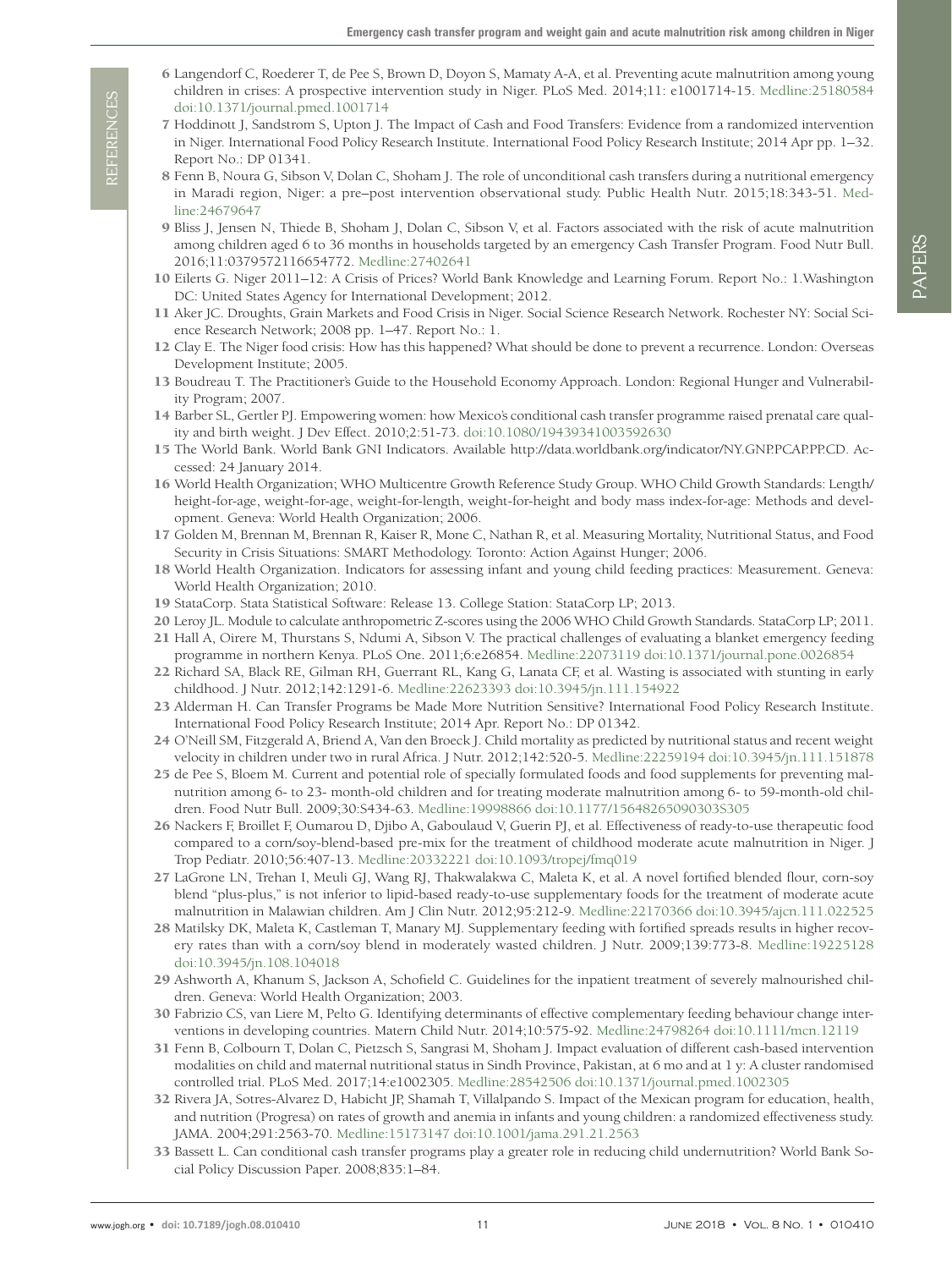6 Langendorf C, Roederer T, de Pee S, Brown D, Doyon S, Mamaty A-A, et al. Preventing acute malnutrition among young children in crises: A prospective intervention study in Niger. PLoS Med. 2014;11: e1001714-15. Medline:25180584 doi:10.1371/journal.pmed.1001714

7 Hoddinott J, Sandstrom S, Upton J. The Impact of Cash and Food Transfers: Evidence from a randomized intervention in Niger. International Food Policy Research Institute. International Food Policy Research Institute; 2014 Apr pp. 1–32. Report No.: DP 01341.

8 Fenn B, Noura G, Sibson V, Dolan C, Shoham J. The role of unconditional cash transfers during a nutritional emergency in Maradi region, Niger: a pre–post intervention observational study. Public Health Nutr. 2015;18:343-51. Medline:24679647

9 Bliss J, Jensen N, Thiede B, Shoham J, Dolan C, Sibson V, et al. Factors associated with the risk of acute malnutrition among children aged 6 to 36 months in households targeted by an emergency Cash Transfer Program. Food Nutr Bull. 2016;11:0379572116654772. Medline:27402641

10 Eilerts G. Niger 2011–12: A Crisis of Prices? World Bank Knowledge and Learning Forum. Report No.: 1.Washington DC: United States Agency for International Development; 2012.

11 Aker JC. Droughts, Grain Markets and Food Crisis in Niger. Social Science Research Network. Rochester NY: Social Science Research Network; 2008 pp. 1–47. Report No.: 1.

12 Clay E. The Niger food crisis: How has this happened? What should be done to prevent a recurrence. London: Overseas Development Institute; 2005.

13 Boudreau T. The Practitioner's Guide to the Household Economy Approach. London: Regional Hunger and Vulnerability Program; 2007.

14 Barber SL, Gertler PJ. Empowering women: how Mexico's conditional cash transfer programme raised prenatal care quality and birth weight. J Dev Effect. 2010;2:51-73. doi:10.1080/19439341003592630

15 The World Bank. World Bank GNI Indicators. Available http://data.worldbank.org/indicator/NY.GNP.PCAP.PP.CD. Accessed: 24 January 2014.

16 World Health Organization; WHO Multicentre Growth Reference Study Group. WHO Child Growth Standards: Length/height-for-age, weight-for-age, weight-for-length, weight-for-height and body mass index-for-age: Methods and development. Geneva: World Health Organization; 2006.

17 Golden M, Brennan M, Brennan R, Kaiser R, Mone C, Nathan R, et al. Measuring Mortality, Nutritional Status, and Food Security in Crisis Situations: SMART Methodology. Toronto: Action Against Hunger; 2006.

18 World Health Organization. Indicators for assessing infant and young child feeding practices: Measurement. Geneva: World Health Organization; 2010.

19 StataCorp. Stata Statistical Software: Release 13. College Station: StataCorp LP; 2013.

20 Leroy JL. Module to calculate anthropometric Z-scores using the 2006 WHO Child Growth Standards. StataCorp LP; 2011.

21 Hall A, Oirere M, Thurstans S, Ndumi A, Sibson V. The practical challenges of evaluating a blanket emergency feeding programme in northern Kenya. PLoS One. 2011;6:e26854. Medline:22073119 doi:10.1371/journal.pone.0026854

22 Richard SA, Black RE, Gilman RH, Guerrant RL, Kang G, Lanata CF, et al. Wasting is associated with stunting in early childhood. J Nutr. 2012;142:1291-6. Medline:22623393 doi:10.3945/jn.111.154922

23 Alderman H. Can Transfer Programs be Made More Nutrition Sensitive? International Food Policy Research Institute. International Food Policy Research Institute; 2014 Apr. Report No.: DP 01342.

24 O'Neill SM, Fitzgerald A, Briend A, Van den Broeck J. Child mortality as predicted by nutritional status and recent weight velocity in children under two in rural Africa. J Nutr. 2012;142:520-5. Medline:22259194 doi:10.3945/jn.111.151878

25 de Pee S, Bloem M. Current and potential role of specially formulated foods and food supplements for preventing malnutrition among 6- to 23- month-old children and for treating moderate malnutrition among 6- to 59-month-old children. Food Nutr Bull. 2009;30:S434-63. Medline:19998866 doi:10.1177/15648265090303S305

26 Nackers F, Broillet F, Oumarou D, Djibo A, Gaboulaud V, Guerin PJ, et al. Effectiveness of ready-to-use therapeutic food compared to a corn/soy-blend-based pre-mix for the treatment of childhood moderate acute malnutrition in Niger. J Trop Pediatr. 2010;56:407-13. Medline:20332221 doi:10.1093/tropej/fmq019

27 LaGrone LN, Trehan I, Meuli GJ, Wang RJ, Thakwalakwa C, Maleta K, et al. A novel fortified blended flour, corn-soy blend "plus-plus," is not inferior to lipid-based ready-to-use supplementary foods for the treatment of moderate acute malnutrition in Malawian children. Am J Clin Nutr. 2012;95:212-9. Medline:22170366 doi:10.3945/ajcn.111.022525

28 Matilsky DK, Maleta K, Castleman T, Manary MJ. Supplementary feeding with fortified spreads results in higher recovery rates than with a corn/soy blend in moderately wasted children. J Nutr. 2009;139:773-8. Medline:19225128 doi:10.3945/jn.108.104018

29 Ashworth A, Khanum S, Jackson A, Schofield C. Guidelines for the inpatient treatment of severely malnourished children. Geneva: World Health Organization; 2003.

30 Fabrizio CS, van Liere M, Pelto G. Identifying determinants of effective complementary feeding behaviour change interventions in developing countries. Matern Child Nutr. 2014;10:575-92. Medline:24798264 doi:10.1111/mcn.12119

31 Fenn B, Colbourn T, Dolan C, Pietzsch S, Sangrasi M, Shoham J. Impact evaluation of different cash-based intervention modalities on child and maternal nutritional status in Sindh Province, Pakistan, at 6 mo and at 1 y: A cluster randomised controlled trial. PLoS Med. 2017;14:e1002305. Medline:28542506 doi:10.1371/journal.pmed.1002305

32 Rivera JA, Sotres-Alvarez D, Habicht JP, Shamah T, Villalpando S. Impact of the Mexican program for education, health, and nutrition (Progresa) on rates of growth and anemia in infants and young children: a randomized effectiveness study. JAMA. 2004;291:2563-70. Medline:15173147 doi:10.1001/jama.291.21.2563

33 Bassett L. Can conditional cash transfer programs play a greater role in reducing child undernutrition? World Bank Social Policy Discussion Paper. 2008;835:1–84.